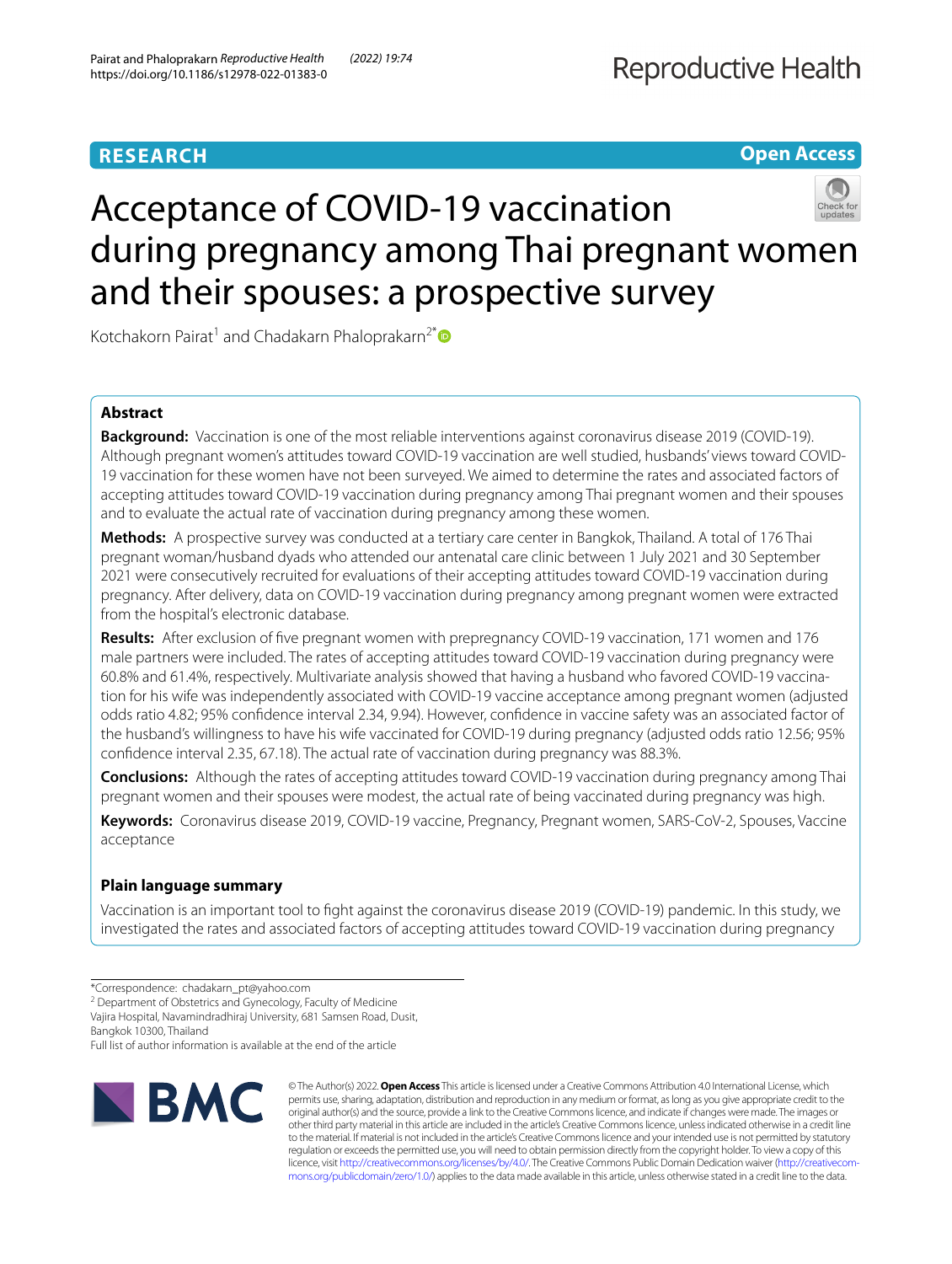**RESEARCH** **Open Access**

# Acceptance of COVID-19 vaccination during pregnancy among Thai pregnant women and their spouses: a prospective survey

Kotchakorn Pairat[1] and Chadakarn Phaloprakarn[2*]

## Abstract

**Background:** Vaccination is one of the most reliable interventions against coronavirus disease 2019 (COVID-19). Although pregnant women's attitudes toward COVID-19 vaccination are well studied, husbands' views toward COVID-19 vaccination for these women have not been surveyed. We aimed to determine the rates and associated factors of accepting attitudes toward COVID-19 vaccination during pregnancy among Thai pregnant women and their spouses and to evaluate the actual rate of vaccination during pregnancy among these women.

**Methods:** A prospective survey was conducted at a tertiary care center in Bangkok, Thailand. A total of 176 Thai pregnant woman/husband dyads who attended our antenatal care clinic between 1 July 2021 and 30 September 2021 were consecutively recruited for evaluations of their accepting attitudes toward COVID-19 vaccination during pregnancy. After delivery, data on COVID-19 vaccination during pregnancy among pregnant women were extracted from the hospital's electronic database.

**Results:** After exclusion of five pregnant women with prepregnancy COVID-19 vaccination, 171 women and 176 male partners were included. The rates of accepting attitudes toward COVID-19 vaccination during pregnancy were 60.8% and 61.4%, respectively. Multivariate analysis showed that having a husband who favored COVID-19 vaccination for his wife was independently associated with COVID-19 vaccine acceptance among pregnant women (adjusted odds ratio 4.82; 95% confidence interval 2.34, 9.94). However, confidence in vaccine safety was an associated factor of the husband's willingness to have his wife vaccinated for COVID-19 during pregnancy (adjusted odds ratio 12.56; 95% confidence interval 2.35, 67.18). The actual rate of vaccination during pregnancy was 88.3%.

**Conclusions:** Although the rates of accepting attitudes toward COVID-19 vaccination during pregnancy among Thai pregnant women and their spouses were modest, the actual rate of being vaccinated during pregnancy was high.

**Keywords:** Coronavirus disease 2019, COVID-19 vaccine, Pregnancy, Pregnant women, SARS-CoV-2, Spouses, Vaccine acceptance

### Plain language summary

Vaccination is an important tool to fight against the coronavirus disease 2019 (COVID-19) pandemic. In this study, we investigated the rates and associated factors of accepting attitudes toward COVID-19 vaccination during pregnancy

*Correspondence: chadakarn_pt@yahoo.com

[2] Department of Obstetrics and Gynecology, Faculty of Medicine Vajira Hospital, Navamindradhiraj University, 681 Samsen Road, Dusit, Bangkok 10300, Thailand

Full list of author information is available at the end of the article

© The Author(s) 2022. **Open Access** This article is licensed under a Creative Commons Attribution 4.0 International License, which permits use, sharing, adaptation, distribution and reproduction in any medium or format, as long as you give appropriate credit to the original author(s) and the source, provide a link to the Creative Commons licence, and indicate if changes were made. The images or other third party material in this article are included in the article's Creative Commons licence, unless indicated otherwise in a credit line to the material. If material is not included in the article's Creative Commons licence and your intended use is not permitted by statutory regulation or exceeds the permitted use, you will need to obtain permission directly from the copyright holder. To view a copy of this licence, visit http://creativecommons.org/licenses/by/4.0/. The Creative Commons Public Domain Dedication waiver (http://creativecommons.org/publicdomain/zero/1.0/) applies to the data made available in this article, unless otherwise stated in a credit line to the data.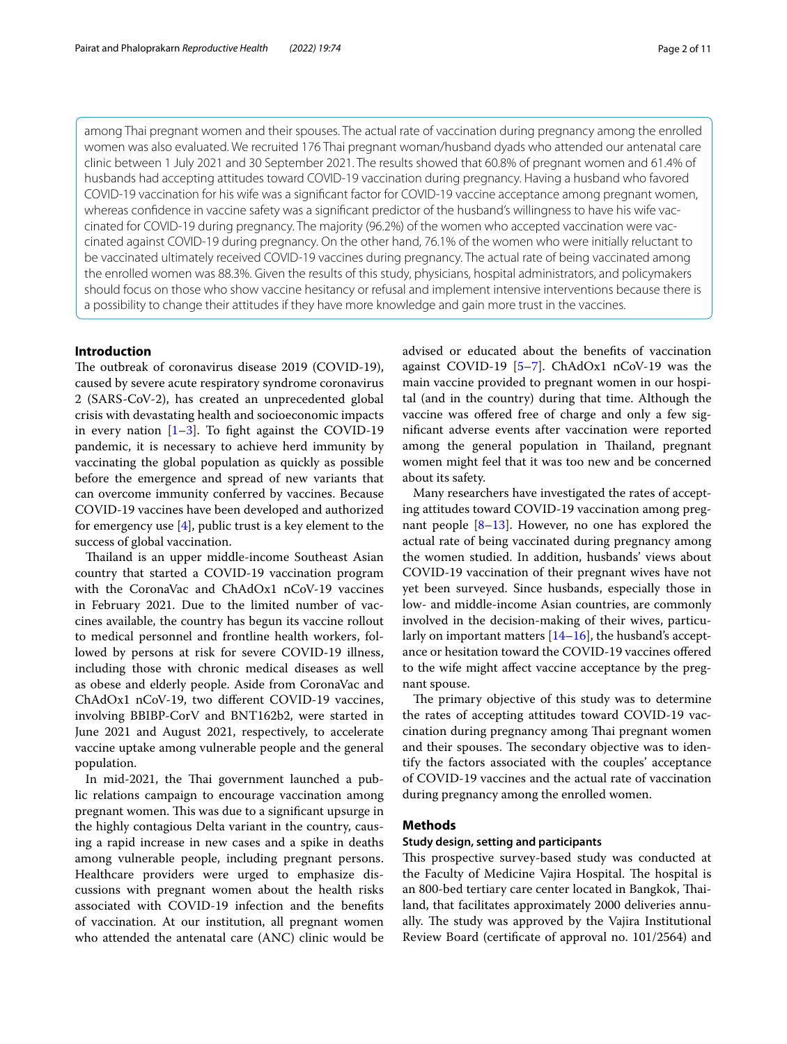among Thai pregnant women and their spouses. The actual rate of vaccination during pregnancy among the enrolled women was also evaluated. We recruited 176 Thai pregnant woman/husband dyads who attended our antenatal care clinic between 1 July 2021 and 30 September 2021. The results showed that 60.8% of pregnant women and 61.4% of husbands had accepting attitudes toward COVID-19 vaccination during pregnancy. Having a husband who favored COVID-19 vaccination for his wife was a significant factor for COVID-19 vaccine acceptance among pregnant women, whereas confidence in vaccine safety was a significant predictor of the husband's willingness to have his wife vaccinated for COVID-19 during pregnancy. The majority (96.2%) of the women who accepted vaccination were vaccinated against COVID-19 during pregnancy. On the other hand, 76.1% of the women who were initially reluctant to be vaccinated ultimately received COVID-19 vaccines during pregnancy. The actual rate of being vaccinated among the enrolled women was 88.3%. Given the results of this study, physicians, hospital administrators, and policymakers should focus on those who show vaccine hesitancy or refusal and implement intensive interventions because there is a possibility to change their attitudes if they have more knowledge and gain more trust in the vaccines.

## Introduction

The outbreak of coronavirus disease 2019 (COVID-19), caused by severe acute respiratory syndrome coronavirus 2 (SARS-CoV-2), has created an unprecedented global crisis with devastating health and socioeconomic impacts in every nation [1–3]. To fight against the COVID-19 pandemic, it is necessary to achieve herd immunity by vaccinating the global population as quickly as possible before the emergence and spread of new variants that can overcome immunity conferred by vaccines. Because COVID-19 vaccines have been developed and authorized for emergency use [4], public trust is a key element to the success of global vaccination.

Thailand is an upper middle-income Southeast Asian country that started a COVID-19 vaccination program with the CoronaVac and ChAdOx1 nCoV-19 vaccines in February 2021. Due to the limited number of vaccines available, the country has begun its vaccine rollout to medical personnel and frontline health workers, followed by persons at risk for severe COVID-19 illness, including those with chronic medical diseases as well as obese and elderly people. Aside from CoronaVac and ChAdOx1 nCoV-19, two different COVID-19 vaccines, involving BBIBP-CorV and BNT162b2, were started in June 2021 and August 2021, respectively, to accelerate vaccine uptake among vulnerable people and the general population.

In mid-2021, the Thai government launched a public relations campaign to encourage vaccination among pregnant women. This was due to a significant upsurge in the highly contagious Delta variant in the country, causing a rapid increase in new cases and a spike in deaths among vulnerable people, including pregnant persons. Healthcare providers were urged to emphasize discussions with pregnant women about the health risks associated with COVID-19 infection and the benefits of vaccination. At our institution, all pregnant women who attended the antenatal care (ANC) clinic would be advised or educated about the benefits of vaccination against COVID-19 [5–7]. ChAdOx1 nCoV-19 was the main vaccine provided to pregnant women in our hospital (and in the country) during that time. Although the vaccine was offered free of charge and only a few significant adverse events after vaccination were reported among the general population in Thailand, pregnant women might feel that it was too new and be concerned about its safety.

Many researchers have investigated the rates of accepting attitudes toward COVID-19 vaccination among pregnant people [8–13]. However, no one has explored the actual rate of being vaccinated during pregnancy among the women studied. In addition, husbands' views about COVID-19 vaccination of their pregnant wives have not yet been surveyed. Since husbands, especially those in low- and middle-income Asian countries, are commonly involved in the decision-making of their wives, particularly on important matters [14–16], the husband's acceptance or hesitation toward the COVID-19 vaccines offered to the wife might affect vaccine acceptance by the pregnant spouse.

The primary objective of this study was to determine the rates of accepting attitudes toward COVID-19 vaccination during pregnancy among Thai pregnant women and their spouses. The secondary objective was to identify the factors associated with the couples' acceptance of COVID-19 vaccines and the actual rate of vaccination during pregnancy among the enrolled women.

## Methods

### Study design, setting and participants

This prospective survey-based study was conducted at the Faculty of Medicine Vajira Hospital. The hospital is an 800-bed tertiary care center located in Bangkok, Thailand, that facilitates approximately 2000 deliveries annually. The study was approved by the Vajira Institutional Review Board (certificate of approval no. 101/2564) and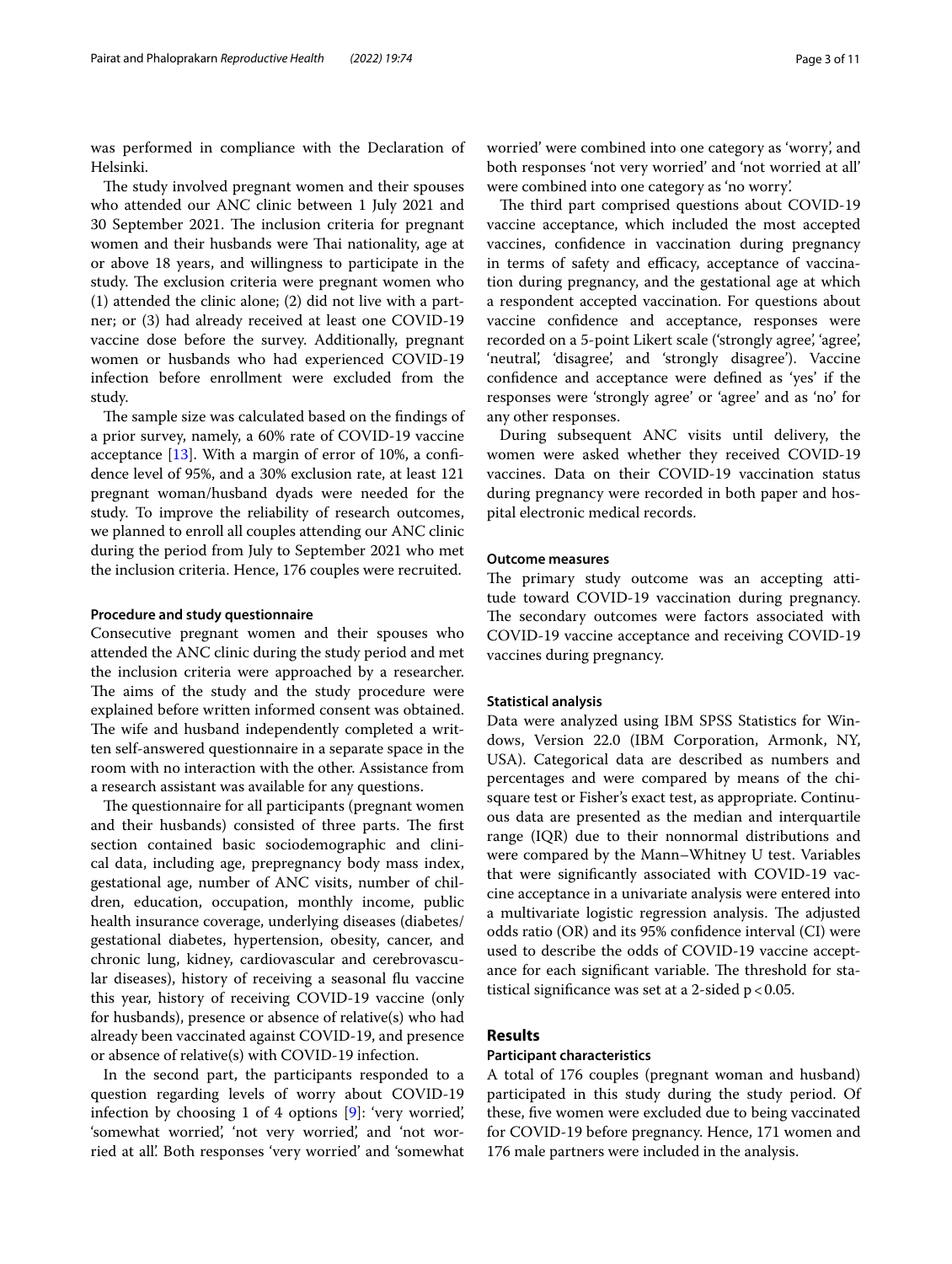was performed in compliance with the Declaration of Helsinki.

The study involved pregnant women and their spouses who attended our ANC clinic between 1 July 2021 and 30 September 2021. The inclusion criteria for pregnant women and their husbands were Thai nationality, age at or above 18 years, and willingness to participate in the study. The exclusion criteria were pregnant women who (1) attended the clinic alone; (2) did not live with a partner; or (3) had already received at least one COVID-19 vaccine dose before the survey. Additionally, pregnant women or husbands who had experienced COVID-19 infection before enrollment were excluded from the study.

The sample size was calculated based on the findings of a prior survey, namely, a 60% rate of COVID-19 vaccine acceptance [13]. With a margin of error of 10%, a confidence level of 95%, and a 30% exclusion rate, at least 121 pregnant woman/husband dyads were needed for the study. To improve the reliability of research outcomes, we planned to enroll all couples attending our ANC clinic during the period from July to September 2021 who met the inclusion criteria. Hence, 176 couples were recruited.

### Procedure and study questionnaire

Consecutive pregnant women and their spouses who attended the ANC clinic during the study period and met the inclusion criteria were approached by a researcher. The aims of the study and the study procedure were explained before written informed consent was obtained. The wife and husband independently completed a written self-answered questionnaire in a separate space in the room with no interaction with the other. Assistance from a research assistant was available for any questions.

The questionnaire for all participants (pregnant women and their husbands) consisted of three parts. The first section contained basic sociodemographic and clinical data, including age, prepregnancy body mass index, gestational age, number of ANC visits, number of children, education, occupation, monthly income, public health insurance coverage, underlying diseases (diabetes/gestational diabetes, hypertension, obesity, cancer, and chronic lung, kidney, cardiovascular and cerebrovascular diseases), history of receiving a seasonal flu vaccine this year, history of receiving COVID-19 vaccine (only for husbands), presence or absence of relative(s) who had already been vaccinated against COVID-19, and presence or absence of relative(s) with COVID-19 infection.

In the second part, the participants responded to a question regarding levels of worry about COVID-19 infection by choosing 1 of 4 options [9]: 'very worried', 'somewhat worried', 'not very worried', and 'not worried at all'. Both responses 'very worried' and 'somewhat worried' were combined into one category as 'worry', and both responses 'not very worried' and 'not worried at all' were combined into one category as 'no worry'.

The third part comprised questions about COVID-19 vaccine acceptance, which included the most accepted vaccines, confidence in vaccination during pregnancy in terms of safety and efficacy, acceptance of vaccination during pregnancy, and the gestational age at which a respondent accepted vaccination. For questions about vaccine confidence and acceptance, responses were recorded on a 5-point Likert scale ('strongly agree', 'agree', 'neutral', 'disagree', and 'strongly disagree'). Vaccine confidence and acceptance were defined as 'yes' if the responses were 'strongly agree' or 'agree' and as 'no' for any other responses.

During subsequent ANC visits until delivery, the women were asked whether they received COVID-19 vaccines. Data on their COVID-19 vaccination status during pregnancy were recorded in both paper and hospital electronic medical records.

### Outcome measures

The primary study outcome was an accepting attitude toward COVID-19 vaccination during pregnancy. The secondary outcomes were factors associated with COVID-19 vaccine acceptance and receiving COVID-19 vaccines during pregnancy.

### Statistical analysis

Data were analyzed using IBM SPSS Statistics for Windows, Version 22.0 (IBM Corporation, Armonk, NY, USA). Categorical data are described as numbers and percentages and were compared by means of the chi-square test or Fisher's exact test, as appropriate. Continuous data are presented as the median and interquartile range (IQR) due to their nonnormal distributions and were compared by the Mann–Whitney U test. Variables that were significantly associated with COVID-19 vaccine acceptance in a univariate analysis were entered into a multivariate logistic regression analysis. The adjusted odds ratio (OR) and its 95% confidence interval (CI) were used to describe the odds of COVID-19 vaccine acceptance for each significant variable. The threshold for statistical significance was set at a 2-sided $p < 0.05$.

## Results

### Participant characteristics

A total of 176 couples (pregnant woman and husband) participated in this study during the study period. Of these, five women were excluded due to being vaccinated for COVID-19 before pregnancy. Hence, 171 women and 176 male partners were included in the analysis.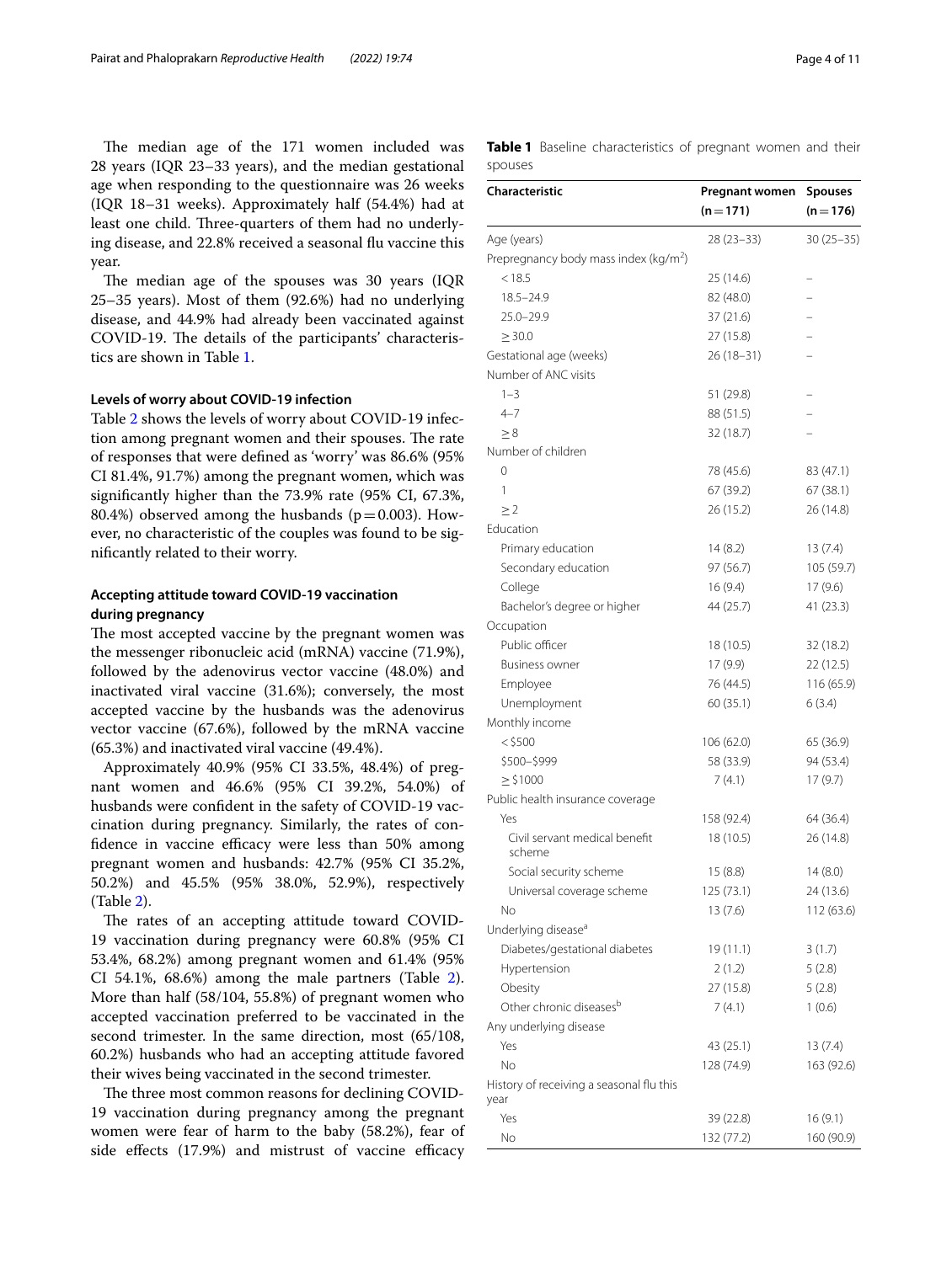The median age of the 171 women included was 28 years (IQR 23–33 years), and the median gestational age when responding to the questionnaire was 26 weeks (IQR 18–31 weeks). Approximately half (54.4%) had at least one child. Three-quarters of them had no underlying disease, and 22.8% received a seasonal flu vaccine this year.

The median age of the spouses was 30 years (IQR 25–35 years). Most of them (92.6%) had no underlying disease, and 44.9% had already been vaccinated against COVID-19. The details of the participants' characteristics are shown in Table 1.

**Table 1** Baseline characteristics of pregnant women and their spouses

| Characteristic | Pregnant women (n = 171) | Spouses (n = 176) |
|---|---|---|
| Age (years) | 28 (23–33) | 30 (25–35) |
| Prepregnancy body mass index (kg/m$^2$) | | |
| < 18.5 | 25 (14.6) | – |
| 18.5–24.9 | 82 (48.0) | – |
| 25.0–29.9 | 37 (21.6) | – |
| ≥ 30.0 | 27 (15.8) | – |
| Gestational age (weeks) | 26 (18–31) | – |
| Number of ANC visits | | |
| 1–3 | 51 (29.8) | – |
| 4–7 | 88 (51.5) | – |
| ≥ 8 | 32 (18.7) | – |
| Number of children | | |
| 0 | 78 (45.6) | 83 (47.1) |
| 1 | 67 (39.2) | 67 (38.1) |
| ≥ 2 | 26 (15.2) | 26 (14.8) |
| Education | | |
| Primary education | 14 (8.2) | 13 (7.4) |
| Secondary education | 97 (56.7) | 105 (59.7) |
| College | 16 (9.4) | 17 (9.6) |
| Bachelor's degree or higher | 44 (25.7) | 41 (23.3) |
| Occupation | | |
| Public officer | 18 (10.5) | 32 (18.2) |
| Business owner | 17 (9.9) | 22 (12.5) |
| Employee | 76 (44.5) | 116 (65.9) |
| Unemployment | 60 (35.1) | 6 (3.4) |
| Monthly income | | |
| < \$500 | 106 (62.0) | 65 (36.9) |
| \$500–\$999 | 58 (33.9) | 94 (53.4) |
| ≥ \$1000 | 7 (4.1) | 17 (9.7) |
| Public health insurance coverage | | |
| Yes | 158 (92.4) | 64 (36.4) |
| Civil servant medical benefit scheme | 18 (10.5) | 26 (14.8) |
| Social security scheme | 15 (8.8) | 14 (8.0) |
| Universal coverage scheme | 125 (73.1) | 24 (13.6) |
| No | 13 (7.6) | 112 (63.6) |
| Underlying disease[a] | | |
| Diabetes/gestational diabetes | 19 (11.1) | 3 (1.7) |
| Hypertension | 2 (1.2) | 5 (2.8) |
| Obesity | 27 (15.8) | 5 (2.8) |
| Other chronic diseases[b] | 7 (4.1) | 1 (0.6) |
| Any underlying disease | | |
| Yes | 43 (25.1) | 13 (7.4) |
| No | 128 (74.9) | 163 (92.6) |
| History of receiving a seasonal flu this year | | |
| Yes | 39 (22.8) | 16 (9.1) |
| No | 132 (77.2) | 160 (90.9) |

### Levels of worry about COVID-19 infection

Table 2 shows the levels of worry about COVID-19 infection among pregnant women and their spouses. The rate of responses that were defined as 'worry' was 86.6% (95% CI 81.4%, 91.7%) among the pregnant women, which was significantly higher than the 73.9% rate (95% CI, 67.3%, 80.4%) observed among the husbands ($p = 0.003$). However, no characteristic of the couples was found to be significantly related to their worry.

### Accepting attitude toward COVID-19 vaccination during pregnancy

The most accepted vaccine by the pregnant women was the messenger ribonucleic acid (mRNA) vaccine (71.9%), followed by the adenovirus vector vaccine (48.0%) and inactivated viral vaccine (31.6%); conversely, the most accepted vaccine by the husbands was the adenovirus vector vaccine (67.6%), followed by the mRNA vaccine (65.3%) and inactivated viral vaccine (49.4%).

Approximately 40.9% (95% CI 33.5%, 48.4%) of pregnant women and 46.6% (95% CI 39.2%, 54.0%) of husbands were confident in the safety of COVID-19 vaccination during pregnancy. Similarly, the rates of confidence in vaccine efficacy were less than 50% among pregnant women and husbands: 42.7% (95% CI 35.2%, 50.2%) and 45.5% (95% 38.0%, 52.9%), respectively (Table 2).

The rates of an accepting attitude toward COVID-19 vaccination during pregnancy were 60.8% (95% CI 53.4%, 68.2%) among pregnant women and 61.4% (95% CI 54.1%, 68.6%) among the male partners (Table 2). More than half (58/104, 55.8%) of pregnant women who accepted vaccination preferred to be vaccinated in the second trimester. In the same direction, most (65/108, 60.2%) husbands who had an accepting attitude favored their wives being vaccinated in the second trimester.

The three most common reasons for declining COVID-19 vaccination during pregnancy among the pregnant women were fear of harm to the baby (58.2%), fear of side effects (17.9%) and mistrust of vaccine efficacy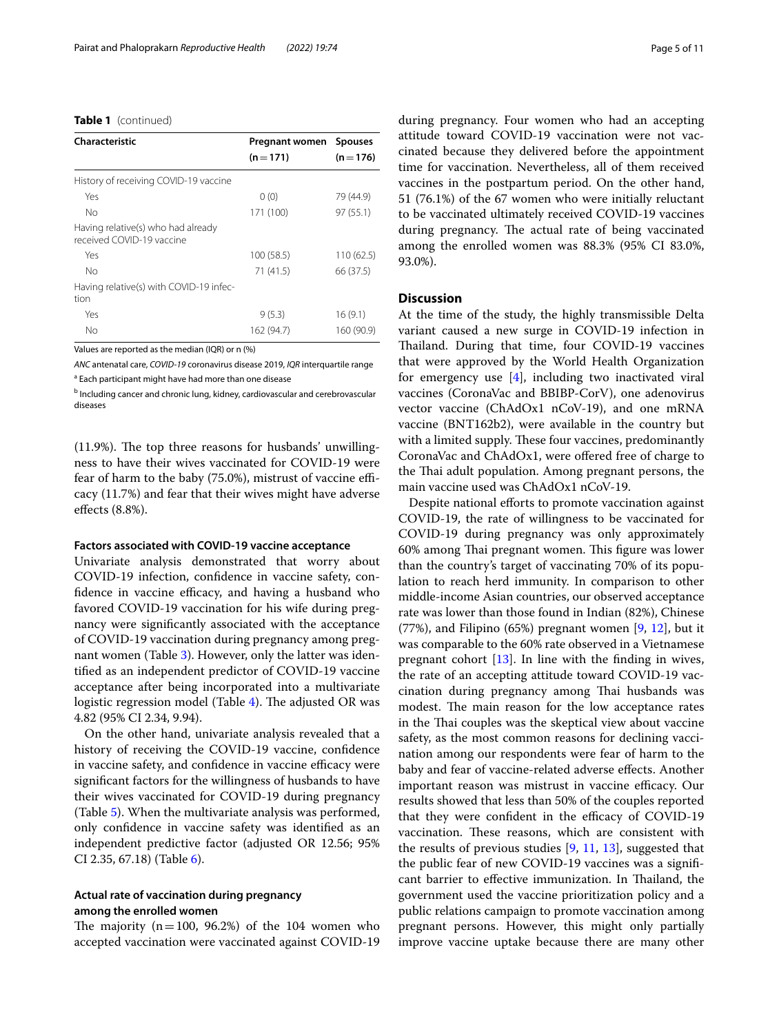**Table 1** (continued)

| Characteristic | Pregnant women (n = 171) | Spouses (n = 176) |
|---|---|---|
| History of receiving COVID-19 vaccine | | |
| Yes | 0 (0) | 79 (44.9) |
| No | 171 (100) | 97 (55.1) |
| Having relative(s) who had already received COVID-19 vaccine | | |
| Yes | 100 (58.5) | 110 (62.5) |
| No | 71 (41.5) | 66 (37.5) |
| Having relative(s) with COVID-19 infection | | |
| Yes | 9 (5.3) | 16 (9.1) |
| No | 162 (94.7) | 160 (90.9) |

Values are reported as the median (IQR) or n (%)

*ANC* antenatal care, *COVID-19* coronavirus disease 2019, *IQR* interquartile range

[a] Each participant might have had more than one disease

[b] Including cancer and chronic lung, kidney, cardiovascular and cerebrovascular diseases

(11.9%). The top three reasons for husbands' unwillingness to have their wives vaccinated for COVID-19 were fear of harm to the baby (75.0%), mistrust of vaccine efficacy (11.7%) and fear that their wives might have adverse effects (8.8%).

### Factors associated with COVID-19 vaccine acceptance

Univariate analysis demonstrated that worry about COVID-19 infection, confidence in vaccine safety, confidence in vaccine efficacy, and having a husband who favored COVID-19 vaccination for his wife during pregnancy were significantly associated with the acceptance of COVID-19 vaccination during pregnancy among pregnant women (Table 3). However, only the latter was identified as an independent predictor of COVID-19 vaccine acceptance after being incorporated into a multivariate logistic regression model (Table 4). The adjusted OR was 4.82 (95% CI 2.34, 9.94).

On the other hand, univariate analysis revealed that a history of receiving the COVID-19 vaccine, confidence in vaccine safety, and confidence in vaccine efficacy were significant factors for the willingness of husbands to have their wives vaccinated for COVID-19 during pregnancy (Table 5). When the multivariate analysis was performed, only confidence in vaccine safety was identified as an independent predictive factor (adjusted OR 12.56; 95% CI 2.35, 67.18) (Table 6).

### Actual rate of vaccination during pregnancy among the enrolled women

The majority (n = 100, 96.2%) of the 104 women who accepted vaccination were vaccinated against COVID-19 during pregnancy. Four women who had an accepting attitude toward COVID-19 vaccination were not vaccinated because they delivered before the appointment time for vaccination. Nevertheless, all of them received vaccines in the postpartum period. On the other hand, 51 (76.1%) of the 67 women who were initially reluctant to be vaccinated ultimately received COVID-19 vaccines during pregnancy. The actual rate of being vaccinated among the enrolled women was 88.3% (95% CI 83.0%, 93.0%).

## Discussion

At the time of the study, the highly transmissible Delta variant caused a new surge in COVID-19 infection in Thailand. During that time, four COVID-19 vaccines that were approved by the World Health Organization for emergency use [4], including two inactivated viral vaccines (CoronaVac and BBIBP-CorV), one adenovirus vector vaccine (ChAdOx1 nCoV-19), and one mRNA vaccine (BNT162b2), were available in the country but with a limited supply. These four vaccines, predominantly CoronaVac and ChAdOx1, were offered free of charge to the Thai adult population. Among pregnant persons, the main vaccine used was ChAdOx1 nCoV-19.

Despite national efforts to promote vaccination against COVID-19, the rate of willingness to be vaccinated for COVID-19 during pregnancy was only approximately 60% among Thai pregnant women. This figure was lower than the country's target of vaccinating 70% of its population to reach herd immunity. In comparison to other middle-income Asian countries, our observed acceptance rate was lower than those found in Indian (82%), Chinese (77%), and Filipino (65%) pregnant women [9, 12], but it was comparable to the 60% rate observed in a Vietnamese pregnant cohort [13]. In line with the finding in wives, the rate of an accepting attitude toward COVID-19 vaccination during pregnancy among Thai husbands was modest. The main reason for the low acceptance rates in the Thai couples was the skeptical view about vaccine safety, as the most common reasons for declining vaccination among our respondents were fear of harm to the baby and fear of vaccine-related adverse effects. Another important reason was mistrust in vaccine efficacy. Our results showed that less than 50% of the couples reported that they were confident in the efficacy of COVID-19 vaccination. These reasons, which are consistent with the results of previous studies [9, 11, 13], suggested that the public fear of new COVID-19 vaccines was a significant barrier to effective immunization. In Thailand, the government used the vaccine prioritization policy and a public relations campaign to promote vaccination among pregnant persons. However, this might only partially improve vaccine uptake because there are many other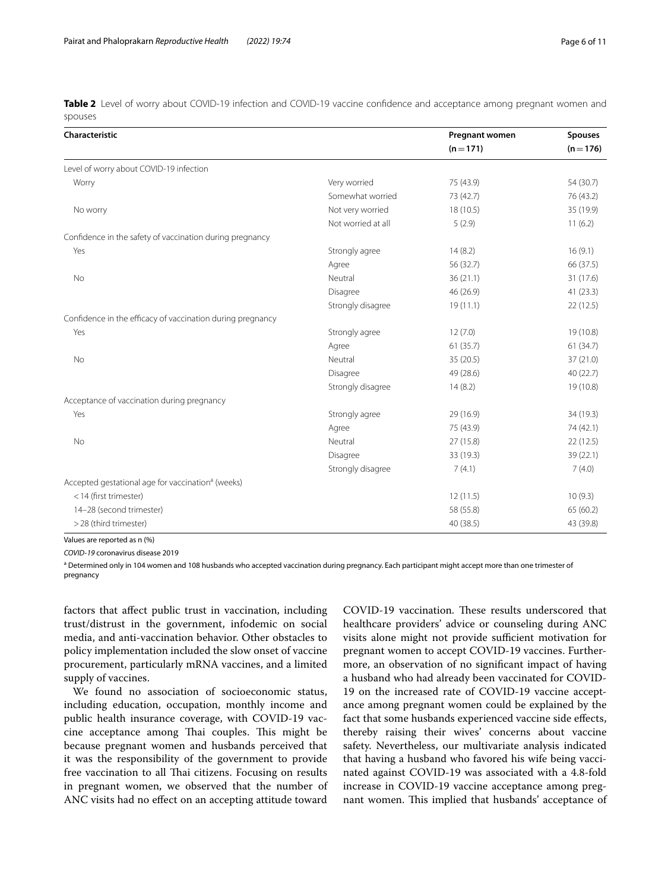**Table 2** Level of worry about COVID-19 infection and COVID-19 vaccine confidence and acceptance among pregnant women and spouses

| Characteristic | | Pregnant women (n = 171) | Spouses (n = 176) |
|---|---|---|---|
| Level of worry about COVID-19 infection | | | |
| Worry | Very worried | 75 (43.9) | 54 (30.7) |
| | Somewhat worried | 73 (42.7) | 76 (43.2) |
| No worry | Not very worried | 18 (10.5) | 35 (19.9) |
| | Not worried at all | 5 (2.9) | 11 (6.2) |
| Confidence in the safety of vaccination during pregnancy | | | |
| Yes | Strongly agree | 14 (8.2) | 16 (9.1) |
| | Agree | 56 (32.7) | 66 (37.5) |
| No | Neutral | 36 (21.1) | 31 (17.6) |
| | Disagree | 46 (26.9) | 41 (23.3) |
| | Strongly disagree | 19 (11.1) | 22 (12.5) |
| Confidence in the efficacy of vaccination during pregnancy | | | |
| Yes | Strongly agree | 12 (7.0) | 19 (10.8) |
| | Agree | 61 (35.7) | 61 (34.7) |
| No | Neutral | 35 (20.5) | 37 (21.0) |
| | Disagree | 49 (28.6) | 40 (22.7) |
| | Strongly disagree | 14 (8.2) | 19 (10.8) |
| Acceptance of vaccination during pregnancy | | | |
| Yes | Strongly agree | 29 (16.9) | 34 (19.3) |
| | Agree | 75 (43.9) | 74 (42.1) |
| No | Neutral | 27 (15.8) | 22 (12.5) |
| | Disagree | 33 (19.3) | 39 (22.1) |
| | Strongly disagree | 7 (4.1) | 7 (4.0) |
| Accepted gestational age for vaccination[a] (weeks) | | | |
| < 14 (first trimester) | | 12 (11.5) | 10 (9.3) |
| 14–28 (second trimester) | | 58 (55.8) | 65 (60.2) |
| > 28 (third trimester) | | 40 (38.5) | 43 (39.8) |

Values are reported as n (%)

*COVID-19* coronavirus disease 2019

[a] Determined only in 104 women and 108 husbands who accepted vaccination during pregnancy. Each participant might accept more than one trimester of pregnancy

factors that affect public trust in vaccination, including trust/distrust in the government, infodemic on social media, and anti-vaccination behavior. Other obstacles to policy implementation included the slow onset of vaccine procurement, particularly mRNA vaccines, and a limited supply of vaccines.

We found no association of socioeconomic status, including education, occupation, monthly income and public health insurance coverage, with COVID-19 vaccine acceptance among Thai couples. This might be because pregnant women and husbands perceived that it was the responsibility of the government to provide free vaccination to all Thai citizens. Focusing on results in pregnant women, we observed that the number of ANC visits had no effect on an accepting attitude toward COVID-19 vaccination. These results underscored that healthcare providers' advice or counseling during ANC visits alone might not provide sufficient motivation for pregnant women to accept COVID-19 vaccines. Furthermore, an observation of no significant impact of having a husband who had already been vaccinated for COVID-19 on the increased rate of COVID-19 vaccine acceptance among pregnant women could be explained by the fact that some husbands experienced vaccine side effects, thereby raising their wives' concerns about vaccine safety. Nevertheless, our multivariate analysis indicated that having a husband who favored his wife being vaccinated against COVID-19 was associated with a 4.8-fold increase in COVID-19 vaccine acceptance among pregnant women. This implied that husbands' acceptance of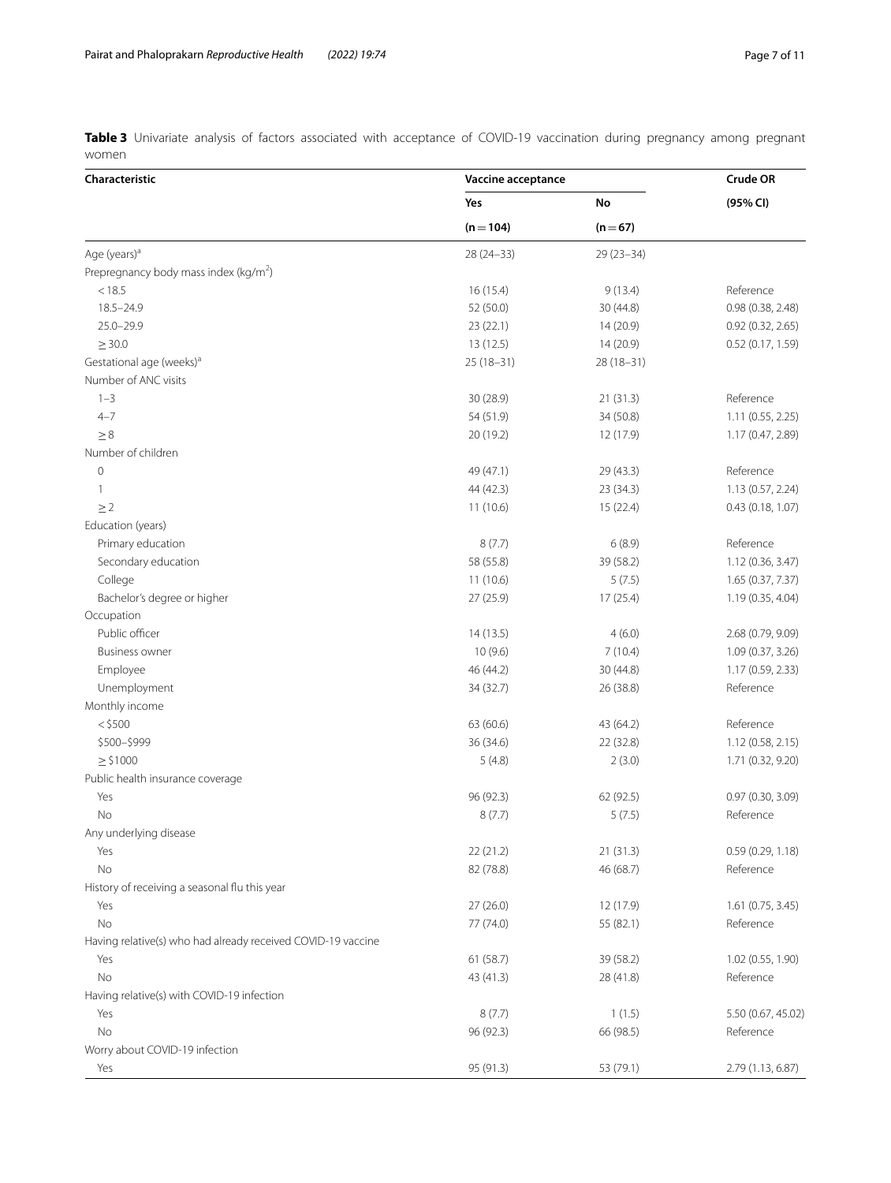**Table 3** Univariate analysis of factors associated with acceptance of COVID-19 vaccination during pregnancy among pregnant women

| Characteristic | Vaccine acceptance | | Crude OR |
|---|---|---|---|
| | Yes | No | (95% CI) |
| | (n = 104) | (n = 67) | |
| Age (years)[a] | 28 (24–33) | 29 (23–34) | |
| Prepregnancy body mass index (kg/m$^2$) | | | |
| < 18.5 | 16 (15.4) | 9 (13.4) | Reference |
| 18.5–24.9 | 52 (50.0) | 30 (44.8) | 0.98 (0.38, 2.48) |
| 25.0–29.9 | 23 (22.1) | 14 (20.9) | 0.92 (0.32, 2.65) |
| ≥ 30.0 | 13 (12.5) | 14 (20.9) | 0.52 (0.17, 1.59) |
| Gestational age (weeks)[a] | 25 (18–31) | 28 (18–31) | |
| Number of ANC visits | | | |
| 1–3 | 30 (28.9) | 21 (31.3) | Reference |
| 4–7 | 54 (51.9) | 34 (50.8) | 1.11 (0.55, 2.25) |
| ≥ 8 | 20 (19.2) | 12 (17.9) | 1.17 (0.47, 2.89) |
| Number of children | | | |
| 0 | 49 (47.1) | 29 (43.3) | Reference |
| 1 | 44 (42.3) | 23 (34.3) | 1.13 (0.57, 2.24) |
| ≥ 2 | 11 (10.6) | 15 (22.4) | 0.43 (0.18, 1.07) |
| Education (years) | | | |
| Primary education | 8 (7.7) | 6 (8.9) | Reference |
| Secondary education | 58 (55.8) | 39 (58.2) | 1.12 (0.36, 3.47) |
| College | 11 (10.6) | 5 (7.5) | 1.65 (0.37, 7.37) |
| Bachelor's degree or higher | 27 (25.9) | 17 (25.4) | 1.19 (0.35, 4.04) |
| Occupation | | | |
| Public officer | 14 (13.5) | 4 (6.0) | 2.68 (0.79, 9.09) |
| Business owner | 10 (9.6) | 7 (10.4) | 1.09 (0.37, 3.26) |
| Employee | 46 (44.2) | 30 (44.8) | 1.17 (0.59, 2.33) |
| Unemployment | 34 (32.7) | 26 (38.8) | Reference |
| Monthly income | | | |
| < $500 | 63 (60.6) | 43 (64.2) | Reference |
| $500–$999 | 36 (34.6) | 22 (32.8) | 1.12 (0.58, 2.15) |
| ≥ $1000 | 5 (4.8) | 2 (3.0) | 1.71 (0.32, 9.20) |
| Public health insurance coverage | | | |
| Yes | 96 (92.3) | 62 (92.5) | 0.97 (0.30, 3.09) |
| No | 8 (7.7) | 5 (7.5) | Reference |
| Any underlying disease | | | |
| Yes | 22 (21.2) | 21 (31.3) | 0.59 (0.29, 1.18) |
| No | 82 (78.8) | 46 (68.7) | Reference |
| History of receiving a seasonal flu this year | | | |
| Yes | 27 (26.0) | 12 (17.9) | 1.61 (0.75, 3.45) |
| No | 77 (74.0) | 55 (82.1) | Reference |
| Having relative(s) who had already received COVID-19 vaccine | | | |
| Yes | 61 (58.7) | 39 (58.2) | 1.02 (0.55, 1.90) |
| No | 43 (41.3) | 28 (41.8) | Reference |
| Having relative(s) with COVID-19 infection | | | |
| Yes | 8 (7.7) | 1 (1.5) | 5.50 (0.67, 45.02) |
| No | 96 (92.3) | 66 (98.5) | Reference |
| Worry about COVID-19 infection | | | |
| Yes | 95 (91.3) | 53 (79.1) | 2.79 (1.13, 6.87) |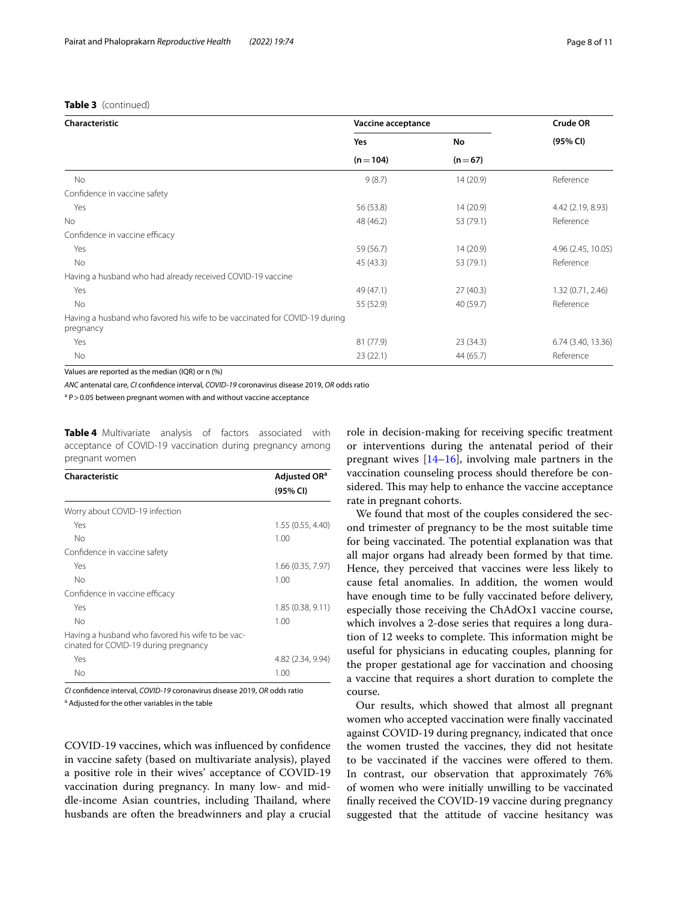**Table 3** (continued)

| Characteristic | Vaccine acceptance | | Crude OR |
|---|---|---|---|
| | Yes | No | (95% CI) |
| | (n = 104) | (n = 67) | |
| No | 9 (8.7) | 14 (20.9) | Reference |
| Confidence in vaccine safety | | | |
| Yes | 56 (53.8) | 14 (20.9) | 4.42 (2.19, 8.93) |
| No | 48 (46.2) | 53 (79.1) | Reference |
| Confidence in vaccine efficacy | | | |
| Yes | 59 (56.7) | 14 (20.9) | 4.96 (2.45, 10.05) |
| No | 45 (43.3) | 53 (79.1) | Reference |
| Having a husband who had already received COVID-19 vaccine | | | |
| Yes | 49 (47.1) | 27 (40.3) | 1.32 (0.71, 2.46) |
| No | 55 (52.9) | 40 (59.7) | Reference |
| Having a husband who favored his wife to be vaccinated for COVID-19 during pregnancy | | | |
| Yes | 81 (77.9) | 23 (34.3) | 6.74 (3.40, 13.36) |
| No | 23 (22.1) | 44 (65.7) | Reference |

Values are reported as the median (IQR) or n (%)

*ANC* antenatal care, *CI* confidence interval, *COVID-19* coronavirus disease 2019, *OR* odds ratio

[a] P > 0.05 between pregnant women with and without vaccine acceptance

**Table 4** Multivariate analysis of factors associated with acceptance of COVID-19 vaccination during pregnancy among pregnant women

| Characteristic | Adjusted OR[a] (95% CI) |
|---|---|
| Worry about COVID-19 infection | |
| Yes | 1.55 (0.55, 4.40) |
| No | 1.00 |
| Confidence in vaccine safety | |
| Yes | 1.66 (0.35, 7.97) |
| No | 1.00 |
| Confidence in vaccine efficacy | |
| Yes | 1.85 (0.38, 9.11) |
| No | 1.00 |
| Having a husband who favored his wife to be vaccinated for COVID-19 during pregnancy | |
| Yes | 4.82 (2.34, 9.94) |
| No | 1.00 |

*CI* confidence interval, *COVID-19* coronavirus disease 2019, *OR* odds ratio

[a] Adjusted for the other variables in the table

COVID-19 vaccines, which was influenced by confidence in vaccine safety (based on multivariate analysis), played a positive role in their wives' acceptance of COVID-19 vaccination during pregnancy. In many low- and middle-income Asian countries, including Thailand, where husbands are often the breadwinners and play a crucial role in decision-making for receiving specific treatment or interventions during the antenatal period of their pregnant wives [14–16], involving male partners in the vaccination counseling process should therefore be considered. This may help to enhance the vaccine acceptance rate in pregnant cohorts.

We found that most of the couples considered the second trimester of pregnancy to be the most suitable time for being vaccinated. The potential explanation was that all major organs had already been formed by that time. Hence, they perceived that vaccines were less likely to cause fetal anomalies. In addition, the women would have enough time to be fully vaccinated before delivery, especially those receiving the ChAdOx1 vaccine course, which involves a 2-dose series that requires a long duration of 12 weeks to complete. This information might be useful for physicians in educating couples, planning for the proper gestational age for vaccination and choosing a vaccine that requires a short duration to complete the course.

Our results, which showed that almost all pregnant women who accepted vaccination were finally vaccinated against COVID-19 during pregnancy, indicated that once the women trusted the vaccines, they did not hesitate to be vaccinated if the vaccines were offered to them. In contrast, our observation that approximately 76% of women who were initially unwilling to be vaccinated finally received the COVID-19 vaccine during pregnancy suggested that the attitude of vaccine hesitancy was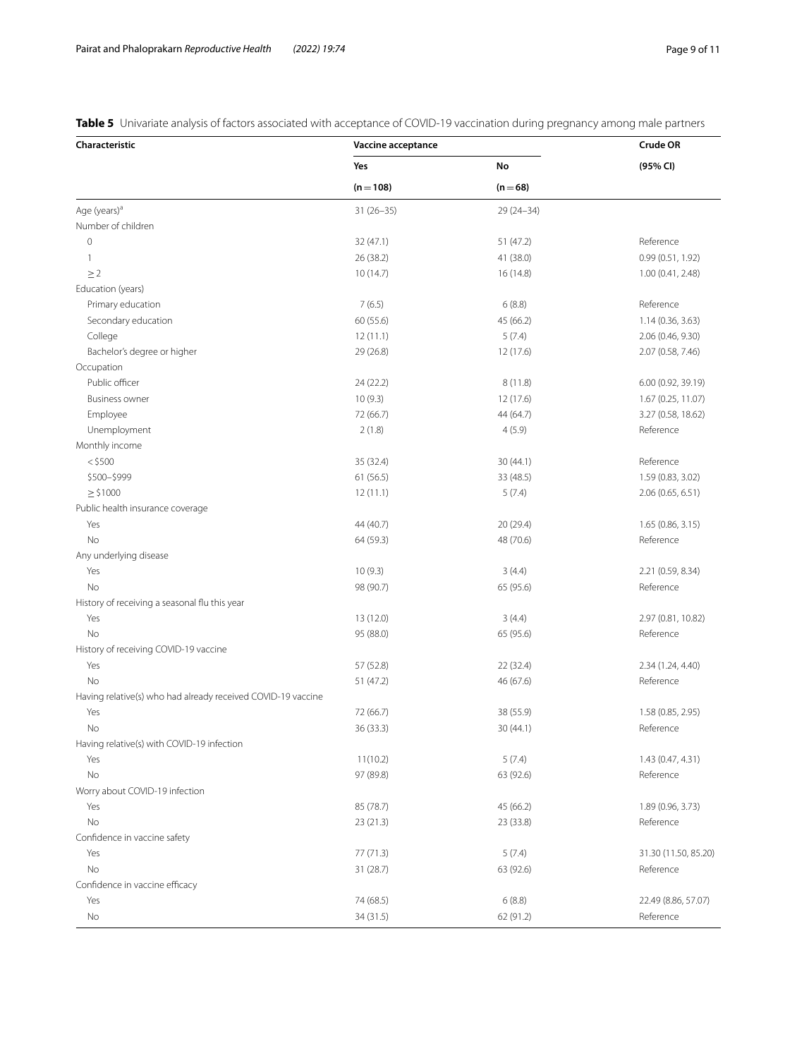**Table 5** Univariate analysis of factors associated with acceptance of COVID-19 vaccination during pregnancy among male partners

| Characteristic | Vaccine acceptance | | Crude OR |
|---|---|---|---|
| | Yes | No | (95% CI) |
| | (n = 108) | (n = 68) | |
| Age (years)[a] | 31 (26–35) | 29 (24–34) | |
| Number of children | | | |
| 0 | 32 (47.1) | 51 (47.2) | Reference |
| 1 | 26 (38.2) | 41 (38.0) | 0.99 (0.51, 1.92) |
| ≥ 2 | 10 (14.7) | 16 (14.8) | 1.00 (0.41, 2.48) |
| Education (years) | | | |
| Primary education | 7 (6.5) | 6 (8.8) | Reference |
| Secondary education | 60 (55.6) | 45 (66.2) | 1.14 (0.36, 3.63) |
| College | 12 (11.1) | 5 (7.4) | 2.06 (0.46, 9.30) |
| Bachelor's degree or higher | 29 (26.8) | 12 (17.6) | 2.07 (0.58, 7.46) |
| Occupation | | | |
| Public officer | 24 (22.2) | 8 (11.8) | 6.00 (0.92, 39.19) |
| Business owner | 10 (9.3) | 12 (17.6) | 1.67 (0.25, 11.07) |
| Employee | 72 (66.7) | 44 (64.7) | 3.27 (0.58, 18.62) |
| Unemployment | 2 (1.8) | 4 (5.9) | Reference |
| Monthly income | | | |
| < $500 | 35 (32.4) | 30 (44.1) | Reference |
| $500–$999 | 61 (56.5) | 33 (48.5) | 1.59 (0.83, 3.02) |
| ≥ $1000 | 12 (11.1) | 5 (7.4) | 2.06 (0.65, 6.51) |
| Public health insurance coverage | | | |
| Yes | 44 (40.7) | 20 (29.4) | 1.65 (0.86, 3.15) |
| No | 64 (59.3) | 48 (70.6) | Reference |
| Any underlying disease | | | |
| Yes | 10 (9.3) | 3 (4.4) | 2.21 (0.59, 8.34) |
| No | 98 (90.7) | 65 (95.6) | Reference |
| History of receiving a seasonal flu this year | | | |
| Yes | 13 (12.0) | 3 (4.4) | 2.97 (0.81, 10.82) |
| No | 95 (88.0) | 65 (95.6) | Reference |
| History of receiving COVID-19 vaccine | | | |
| Yes | 57 (52.8) | 22 (32.4) | 2.34 (1.24, 4.40) |
| No | 51 (47.2) | 46 (67.6) | Reference |
| Having relative(s) who had already received COVID-19 vaccine | | | |
| Yes | 72 (66.7) | 38 (55.9) | 1.58 (0.85, 2.95) |
| No | 36 (33.3) | 30 (44.1) | Reference |
| Having relative(s) with COVID-19 infection | | | |
| Yes | 11(10.2) | 5 (7.4) | 1.43 (0.47, 4.31) |
| No | 97 (89.8) | 63 (92.6) | Reference |
| Worry about COVID-19 infection | | | |
| Yes | 85 (78.7) | 45 (66.2) | 1.89 (0.96, 3.73) |
| No | 23 (21.3) | 23 (33.8) | Reference |
| Confidence in vaccine safety | | | |
| Yes | 77 (71.3) | 5 (7.4) | 31.30 (11.50, 85.20) |
| No | 31 (28.7) | 63 (92.6) | Reference |
| Confidence in vaccine efficacy | | | |
| Yes | 74 (68.5) | 6 (8.8) | 22.49 (8.86, 57.07) |
| No | 34 (31.5) | 62 (91.2) | Reference |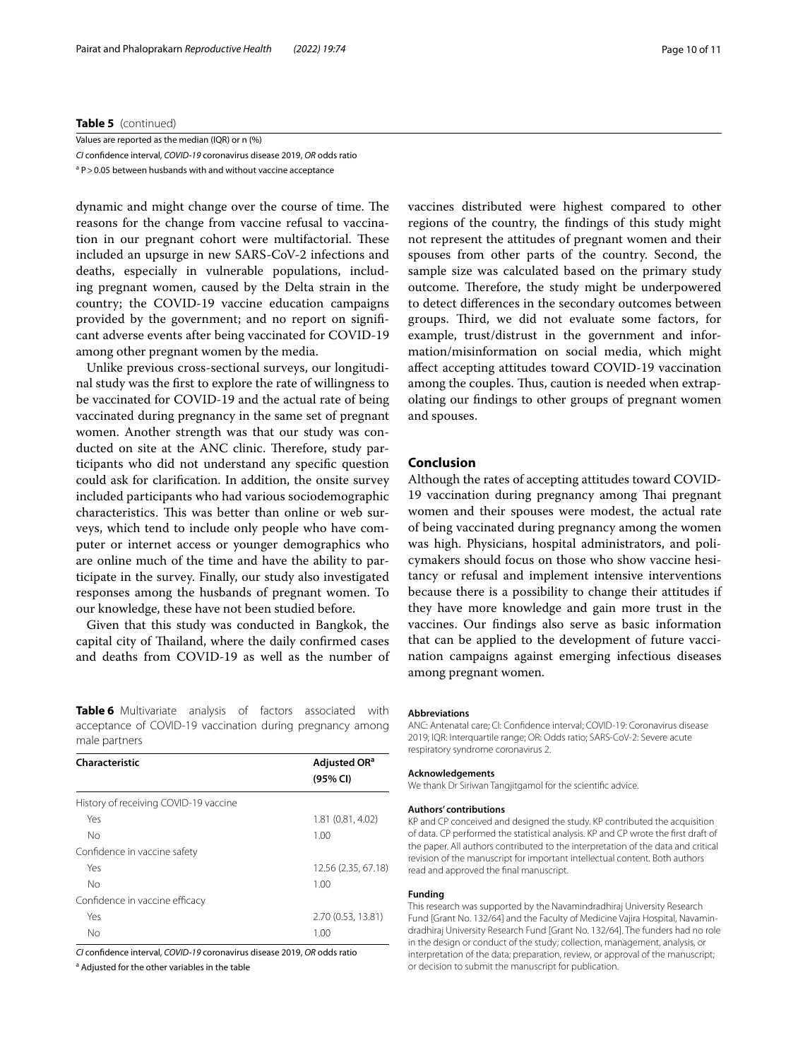**Table 5** (continued)

Values are reported as the median (IQR) or n (%)

*CI* confidence interval, *COVID-19* coronavirus disease 2019, *OR* odds ratio

[a] P > 0.05 between husbands with and without vaccine acceptance

dynamic and might change over the course of time. The reasons for the change from vaccine refusal to vaccination in our pregnant cohort were multifactorial. These included an upsurge in new SARS-CoV-2 infections and deaths, especially in vulnerable populations, including pregnant women, caused by the Delta strain in the country; the COVID-19 vaccine education campaigns provided by the government; and no report on significant adverse events after being vaccinated for COVID-19 among other pregnant women by the media.

Unlike previous cross-sectional surveys, our longitudinal study was the first to explore the rate of willingness to be vaccinated for COVID-19 and the actual rate of being vaccinated during pregnancy in the same set of pregnant women. Another strength was that our study was conducted on site at the ANC clinic. Therefore, study participants who did not understand any specific question could ask for clarification. In addition, the onsite survey included participants who had various sociodemographic characteristics. This was better than online or web surveys, which tend to include only people who have computer or internet access or younger demographics who are online much of the time and have the ability to participate in the survey. Finally, our study also investigated responses among the husbands of pregnant women. To our knowledge, these have not been studied before.

Given that this study was conducted in Bangkok, the capital city of Thailand, where the daily confirmed cases and deaths from COVID-19 as well as the number of vaccines distributed were highest compared to other regions of the country, the findings of this study might not represent the attitudes of pregnant women and their spouses from other parts of the country. Second, the sample size was calculated based on the primary study outcome. Therefore, the study might be underpowered to detect differences in the secondary outcomes between groups. Third, we did not evaluate some factors, for example, trust/distrust in the government and information/misinformation on social media, which might affect accepting attitudes toward COVID-19 vaccination among the couples. Thus, caution is needed when extrapolating our findings to other groups of pregnant women and spouses.

**Table 6** Multivariate analysis of factors associated with acceptance of COVID-19 vaccination during pregnancy among male partners

| Characteristic | Adjusted OR[a] (95% CI) |
|---|---|
| History of receiving COVID-19 vaccine | |
| Yes | 1.81 (0.81, 4.02) |
| No | 1.00 |
| Confidence in vaccine safety | |
| Yes | 12.56 (2.35, 67.18) |
| No | 1.00 |
| Confidence in vaccine efficacy | |
| Yes | 2.70 (0.53, 13.81) |
| No | 1.00 |

*CI* confidence interval, *COVID-19* coronavirus disease 2019, *OR* odds ratio

[a] Adjusted for the other variables in the table

## Conclusion

Although the rates of accepting attitudes toward COVID-19 vaccination during pregnancy among Thai pregnant women and their spouses were modest, the actual rate of being vaccinated during pregnancy among the women was high. Physicians, hospital administrators, and policymakers should focus on those who show vaccine hesitancy or refusal and implement intensive interventions because there is a possibility to change their attitudes if they have more knowledge and gain more trust in the vaccines. Our findings also serve as basic information that can be applied to the development of future vaccination campaigns against emerging infectious diseases among pregnant women.

#### Abbreviations

ANC: Antenatal care; CI: Confidence interval; COVID-19: Coronavirus disease 2019; IQR: Interquartile range; OR: Odds ratio; SARS-CoV-2: Severe acute respiratory syndrome coronavirus 2.

#### Acknowledgements

We thank Dr Siriwan Tangjitgamol for the scientific advice.

#### Authors' contributions

KP and CP conceived and designed the study. KP contributed the acquisition of data. CP performed the statistical analysis. KP and CP wrote the first draft of the paper. All authors contributed to the interpretation of the data and critical revision of the manuscript for important intellectual content. Both authors read and approved the final manuscript.

#### Funding

This research was supported by the Navamindradhiraj University Research Fund [Grant No. 132/64] and the Faculty of Medicine Vajira Hospital, Navamindradhiraj University Research Fund [Grant No. 132/64]. The funders had no role in the design or conduct of the study; collection, management, analysis, or interpretation of the data; preparation, review, or approval of the manuscript; or decision to submit the manuscript for publication.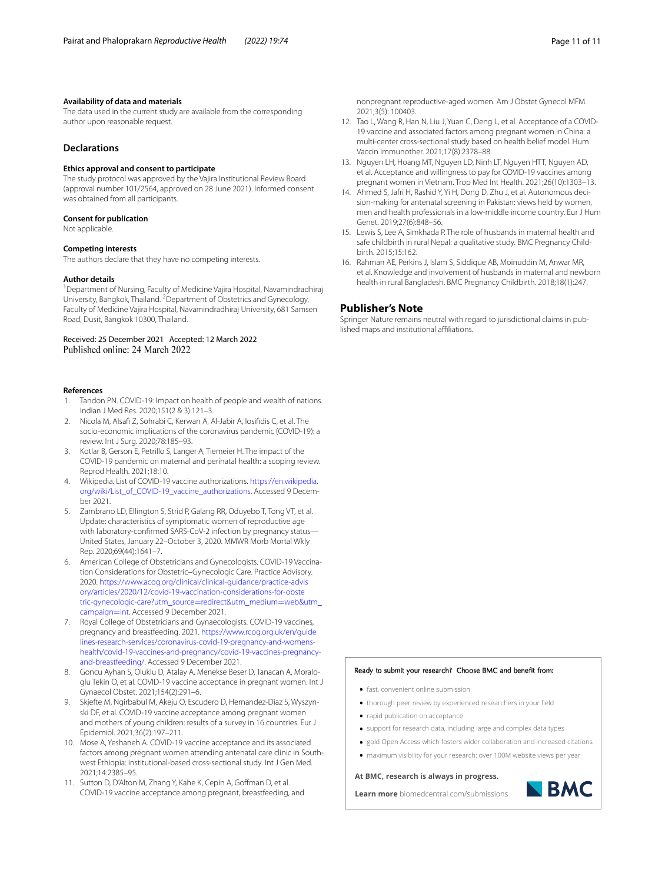#### Availability of data and materials
The data used in the current study are available from the corresponding author upon reasonable request.

## Declarations

#### Ethics approval and consent to participate
The study protocol was approved by the Vajira Institutional Review Board (approval number 101/2564, approved on 28 June 2021). Informed consent was obtained from all participants.

#### Consent for publication
Not applicable.

#### Competing interests
The authors declare that they have no competing interests.

#### Author details
[1]Department of Nursing, Faculty of Medicine Vajira Hospital, Navamindradhiraj University, Bangkok, Thailand. [2]Department of Obstetrics and Gynecology, Faculty of Medicine Vajira Hospital, Navamindradhiraj University, 681 Samsen Road, Dusit, Bangkok 10300, Thailand.

Received: 25 December 2021 Accepted: 12 March 2022
Published online: 24 March 2022

#### References
1. Tandon PN. COVID-19: Impact on health of people and wealth of nations. Indian J Med Res. 2020;151(2 & 3):121–3.
2. Nicola M, Alsafi Z, Sohrabi C, Kerwan A, Al-Jabir A, Iosifidis C, et al. The socio-economic implications of the coronavirus pandemic (COVID-19): a review. Int J Surg. 2020;78:185–93.
3. Kotlar B, Gerson E, Petrillo S, Langer A, Tiemeier H. The impact of the COVID-19 pandemic on maternal and perinatal health: a scoping review. Reprod Health. 2021;18:10.
4. Wikipedia. List of COVID-19 vaccine authorizations. https://en.wikipedia.org/wiki/List_of_COVID-19_vaccine_authorizations. Accessed 9 December 2021.
5. Zambrano LD, Ellington S, Strid P, Galang RR, Oduyebo T, Tong VT, et al. Update: characteristics of symptomatic women of reproductive age with laboratory-confirmed SARS-CoV-2 infection by pregnancy status—United States, January 22–October 3, 2020. MMWR Morb Mortal Wkly Rep. 2020;69(44):1641–7.
6. American College of Obstetricians and Gynecologists. COVID-19 Vaccination Considerations for Obstetric–Gynecologic Care. Practice Advisory. 2020. https://www.acog.org/clinical/clinical-guidance/practice-advisory/articles/2020/12/covid-19-vaccination-considerations-for-obstetric-gynecologic-care?utm_source=redirect&utm_medium=web&utm_campaign=int. Accessed 9 December 2021.
7. Royal College of Obstetricians and Gynaecologists. COVID-19 vaccines, pregnancy and breastfeeding. 2021. https://www.rcog.org.uk/en/guidelines-research-services/coronavirus-covid-19-pregnancy-and-womens-health/covid-19-vaccines-and-pregnancy/covid-19-vaccines-pregnancy-and-breastfeeding/. Accessed 9 December 2021.
8. Goncu Ayhan S, Oluklu D, Atalay A, Menekse Beser D, Tanacan A, Moraloglu Tekin O, et al. COVID-19 vaccine acceptance in pregnant women. Int J Gynaecol Obstet. 2021;154(2):291–6.
9. Skjefte M, Ngirbabul M, Akeju O, Escudero D, Hernandez-Diaz S, Wyszynski DF, et al. COVID-19 vaccine acceptance among pregnant women and mothers of young children: results of a survey in 16 countries. Eur J Epidemiol. 2021;36(2):197–211.
10. Mose A, Yeshaneh A. COVID-19 vaccine acceptance and its associated factors among pregnant women attending antenatal care clinic in Southwest Ethiopia: institutional-based cross-sectional study. Int J Gen Med. 2021;14:2385–95.
11. Sutton D, D'Alton M, Zhang Y, Kahe K, Cepin A, Goffman D, et al. COVID-19 vaccine acceptance among pregnant, breastfeeding, and nonpregnant reproductive-aged women. Am J Obstet Gynecol MFM. 2021;3(5): 100403.
12. Tao L, Wang R, Han N, Liu J, Yuan C, Deng L, et al. Acceptance of a COVID-19 vaccine and associated factors among pregnant women in China: a multi-center cross-sectional study based on health belief model. Hum Vaccin Immunother. 2021;17(8):2378–88.
13. Nguyen LH, Hoang MT, Nguyen LD, Ninh LT, Nguyen HTT, Nguyen AD, et al. Acceptance and willingness to pay for COVID-19 vaccines among pregnant women in Vietnam. Trop Med Int Health. 2021;26(10):1303–13.
14. Ahmed S, Jafri H, Rashid Y, Yi H, Dong D, Zhu J, et al. Autonomous decision-making for antenatal screening in Pakistan: views held by women, men and health professionals in a low-middle income country. Eur J Hum Genet. 2019;27(6):848–56.
15. Lewis S, Lee A, Simkhada P. The role of husbands in maternal health and safe childbirth in rural Nepal: a qualitative study. BMC Pregnancy Childbirth. 2015;15:162.
16. Rahman AE, Perkins J, Islam S, Siddique AB, Moinuddin M, Anwar MR, et al. Knowledge and involvement of husbands in maternal and newborn health in rural Bangladesh. BMC Pregnancy Childbirth. 2018;18(1):247.

## Publisher's Note
Springer Nature remains neutral with regard to jurisdictional claims in published maps and institutional affiliations.

Ready to submit your research? Choose BMC and benefit from:

- fast, convenient online submission
- thorough peer review by experienced researchers in your field
- rapid publication on acceptance
- support for research data, including large and complex data types
- gold Open Access which fosters wider collaboration and increased citations
- maximum visibility for your research: over 100M website views per year

**At BMC, research is always in progress.**

**Learn more** biomedcentral.com/submissions

BMC